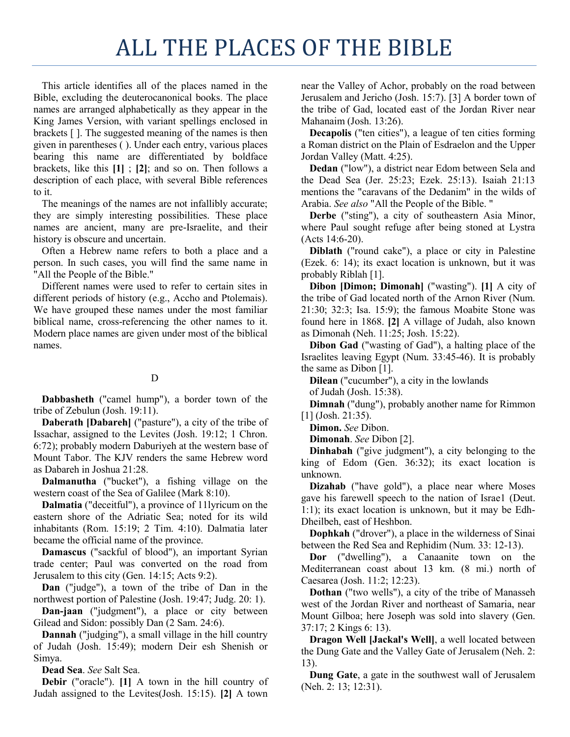# ALL THE PLACES OF THE BIBLE

This article identifies all of the places named in the Bible, excluding the deuterocanonical books. The place names are arranged alphabetically as they appear in the King James Version, with variant spellings enclosed in brackets [ ]. The suggested meaning of the names is then given in parentheses ( ). Under each entry, various places bearing this name are differentiated by boldface brackets, like this **[1]** ; **[2]**; and so on. Then follows a description of each place, with several Bible references to it.

The meanings of the names are not infallibly accurate; they are simply interesting possibilities. These place names are ancient, many are pre-Israelite, and their history is obscure and uncertain.

Often a Hebrew name refers to both a place and a person. In such cases, you will find the same name in "All the People of the Bible."

Different names were used to refer to certain sites in different periods of history (e.g., Accho and Ptolemais). We have grouped these names under the most familiar biblical name, cross-referencing the other names to it. Modern place names are given under most of the biblical names.

D

**Dabbasheth** ("camel hump"), a border town of the tribe of Zebulun (Josh. 19:11).

**Daberath [Dabareh]** ("pasture"), a city of the tribe of Issachar, assigned to the Levites (Josh. 19:12; 1 Chron. 6:72); probably modern Daburiyeh at the western base of Mount Tabor. The KJV renders the same Hebrew word as Dabareh in Joshua 21:28.

**Dalmanutha** ("bucket"), a fishing village on the western coast of the Sea of Galilee (Mark 8:10).

**Dalmatia** ("deceitful"), a province of 11lyricum on the eastern shore of the Adriatic Sea; noted for its wild inhabitants (Rom. 15:19; 2 Tim. 4:10). Dalmatia later became the official name of the province.

**Damascus** ("sackful of blood"), an important Syrian trade center; Paul was converted on the road from Jerusalem to this city (Gen. 14:15; Acts 9:2).

**Dan** ("judge"), a town of the tribe of Dan in the northwest portion of Palestine (Josh. 19:47; Judg. 20: 1).

**Dan-jaan** ("judgment"), a place or city between Gilead and Sidon: possibly Dan (2 Sam. 24:6).

**Dannah** ("judging"), a small village in the hill country of Judah (Josh. 15:49); modern Deir esh Shenish or Simya.

**Dead Sea**. *See* Salt Sea.

**Debir** ("oracle"). **[1]** A town in the hill country of Judah assigned to the Levites(Josh. 15:15). **[2]** A town near the Valley of Achor, probably on the road between Jerusalem and Jericho (Josh. 15:7). [3] A border town of the tribe of Gad, located east of the Jordan River near Mahanaim (Josh. 13:26).

**Decapolis** ("ten cities"), a league of ten cities forming a Roman district on the Plain of Esdraelon and the Upper Jordan Valley (Matt. 4:25).

**Dedan** ("low"), a district near Edom between Sela and the Dead Sea (Jer. 25:23; Ezek. 25:13). Isaiah 21:13 mentions the "caravans of the Dedanim" in the wilds of Arabia. *See also* "All the People of the Bible. "

**Derbe** ("sting"), a city of southeastern Asia Minor, where Paul sought refuge after being stoned at Lystra (Acts 14:6-20).

**Diblath** ("round cake"), a place or city in Palestine (Ezek. 6: 14); its exact location is unknown, but it was probably Riblah [1].

**Dibon [Dimon; Dimonah]** ("wasting"). **[1]** A city of the tribe of Gad located north of the Arnon River (Num. 21:30; 32:3; Isa. 15:9); the famous Moabite Stone was found here in 1868. **[2]** A village of Judah, also known as Dimonah (Neh. 11:25; Josh. 15:22).

**Dibon Gad** ("wasting of Gad"), a halting place of the Israelites leaving Egypt (Num. 33:45-46). It is probably the same as Dibon [1].

**Dilean** ("cucumber"), a city in the lowlands of Judah (Josh. 15:38).

**Dimnah** ("dung"), probably another name for Rimmon [1] (Josh. 21:35).

**Dimon.** *See* Dibon.

**Dimonah**. *See* Dibon [2].

**Dinhabah** ("give judgment"), a city belonging to the king of Edom (Gen. 36:32); its exact location is unknown.

**Dizahab** ("have gold"), a place near where Moses gave his farewell speech to the nation of Israe1 (Deut. 1:1); its exact location is unknown, but it may be Edh-Dheilbeh, east of Heshbon.

**Dophkah** ("drover"), a place in the wilderness of Sinai between the Red Sea and Rephidim (Num. 33: 12-13).

**Dor** ("dwelling"), a Canaanite town on the Mediterranean coast about 13 km. (8 mi.) north of Caesarea (Josh. 11:2; 12:23).

**Dothan** ("two wells"), a city of the tribe of Manasseh west of the Jordan River and northeast of Samaria, near Mount Gilboa; here Joseph was sold into slavery (Gen. 37:17; 2 Kings 6: 13).

**Dragon Well [Jackal's Well]**, a well located between the Dung Gate and the Valley Gate of Jerusalem (Neh. 2: 13).

**Dung Gate**, a gate in the southwest wall of Jerusalem (Neh. 2: 13; 12:31).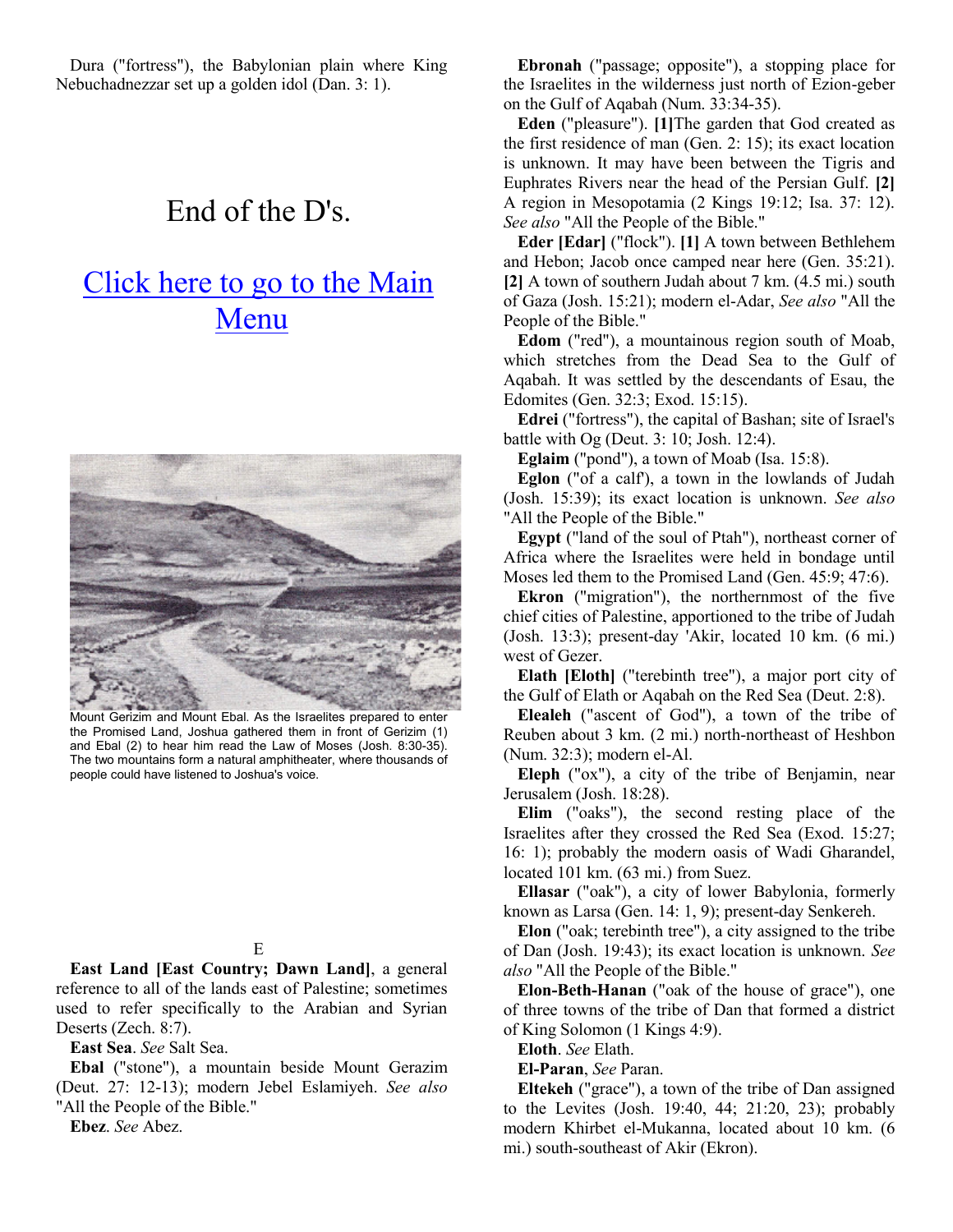Dura ("fortress"), the Babylonian plain where King Nebuchadnezzar set up a golden idol (Dan. 3: 1).

# End of the D's.

## Click here to go to the Main Menu

Mount Gerizim and Mount Ebal. As the Israelites prepared to enter the Promised Land, Joshua gathered them in front of Gerizim (1) and Ebal (2) to hear him read the Law of Moses (Josh. 8:30-35). The two mountains form a natural amphitheater, where thousands of people could have listened to Joshua's voice.

E

**East Land [East Country; Dawn Land]**, a general reference to all of the lands east of Palestine; sometimes used to refer specifically to the Arabian and Syrian Deserts (Zech. 8:7).

**East Sea**. *See* Salt Sea.

**Ebal** ("stone"), a mountain beside Mount Gerazim (Deut. 27: 12-13); modern Jebel Eslamiyeh. *See also* "All the People of the Bible."

**Ebez**. *See* Abez.

**Ebronah** ("passage; opposite"), a stopping place for the Israelites in the wilderness just north of Ezion-geber on the Gulf of Aqabah (Num. 33:34-35).

**Eden** ("pleasure"). **[1]**The garden that God created as the first residence of man (Gen. 2: 15); its exact location is unknown. It may have been between the Tigris and Euphrates Rivers near the head of the Persian Gulf. **[2]** A region in Mesopotamia (2 Kings 19:12; Isa. 37: 12). *See also* "All the People of the Bible."

**Eder [Edar]** ("flock"). **[1]** A town between Bethlehem and Hebon; Jacob once camped near here (Gen. 35:21). **[2]** A town of southern Judah about 7 km. (4.5 mi.) south of Gaza (Josh. 15:21); modern el-Adar, *See also* "All the People of the Bible."

**Edom** ("red"), a mountainous region south of Moab, which stretches from the Dead Sea to the Gulf of Aqabah. It was settled by the descendants of Esau, the Edomites (Gen. 32:3; Exod. 15:15).

**Edrei** ("fortress"), the capital of Bashan; site of Israel's battle with Og (Deut. 3: 10; Josh. 12:4).

**Eglaim** ("pond"), a town of Moab (Isa. 15:8).

**Eglon** ("of a calf'), a town in the lowlands of Judah (Josh. 15:39); its exact location is unknown. *See also* "All the People of the Bible."

**Egypt** ("land of the soul of Ptah"), northeast corner of Africa where the Israelites were held in bondage until Moses led them to the Promised Land (Gen. 45:9; 47:6).

**Ekron** ("migration"), the northernmost of the five chief cities of Palestine, apportioned to the tribe of Judah (Josh. 13:3); present-day 'Akir, located 10 km. (6 mi.) west of Gezer.

**Elath [Eloth]** ("terebinth tree"), a major port city of the Gulf of Elath or Aqabah on the Red Sea (Deut. 2:8).

**Elealeh** ("ascent of God"), a town of the tribe of Reuben about 3 km. (2 mi.) north-northeast of Heshbon (Num. 32:3); modern el-Al.

**Eleph** ("ox"), a city of the tribe of Benjamin, near Jerusalem (Josh. 18:28).

**Elim** ("oaks"), the second resting place of the Israelites after they crossed the Red Sea (Exod. 15:27; 16: 1); probably the modern oasis of Wadi Gharandel, located 101 km. (63 mi.) from Suez.

**Ellasar** ("oak"), a city of lower Babylonia, formerly known as Larsa (Gen. 14: 1, 9); present-day Senkereh.

**Elon** ("oak; terebinth tree"), a city assigned to the tribe of Dan (Josh. 19:43); its exact location is unknown. *See also* "All the People of the Bible."

**Elon-Beth-Hanan** ("oak of the house of grace"), one of three towns of the tribe of Dan that formed a district of King Solomon (1 Kings 4:9).

**Eloth**. *See* Elath.

**El-Paran**, *See* Paran.

**Eltekeh** ("grace"), a town of the tribe of Dan assigned to the Levites (Josh. 19:40, 44; 21:20, 23); probably modern Khirbet el-Mukanna, located about 10 km. (6 mi.) south-southeast of Akir (Ekron).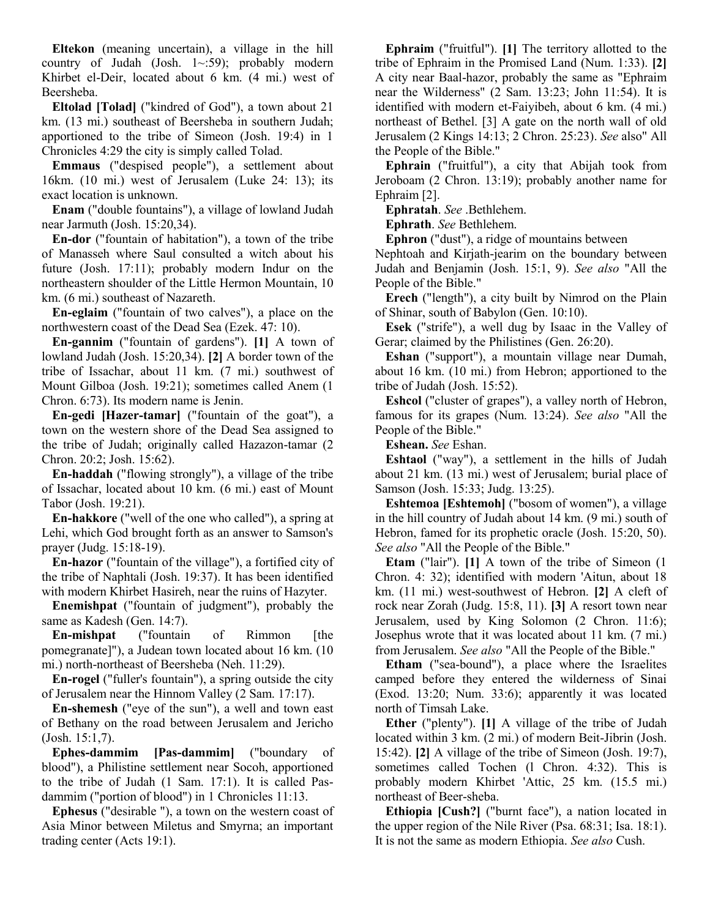**Eltekon** (meaning uncertain), a village in the hill country of Judah (Josh. 1~:59); probably modern Khirbet el-Deir, located about 6 km. (4 mi.) west of Beersheba.

**Eltolad [Tolad]** ("kindred of God"), a town about 21 km. (13 mi.) southeast of Beersheba in southern Judah; apportioned to the tribe of Simeon (Josh. 19:4) in 1 Chronicles 4:29 the city is simply called Tolad.

**Emmaus** ("despised people"), a settlement about 16km. (10 mi.) west of Jerusalem (Luke 24: 13); its exact location is unknown.

**Enam** ("double fountains"), a village of lowland Judah near Jarmuth (Josh. 15:20,34).

**En-dor** ("fountain of habitation"), a town of the tribe of Manasseh where Saul consulted a witch about his future (Josh. 17:11); probably modern Indur on the northeastern shoulder of the Little Hermon Mountain, 10 km. (6 mi.) southeast of Nazareth.

**En-eglaim** ("fountain of two calves"), a place on the northwestern coast of the Dead Sea (Ezek. 47: 10).

**En-gannim** ("fountain of gardens"). **[1]** A town of lowland Judah (Josh. 15:20,34). **[2]** A border town of the tribe of Issachar, about 11 km. (7 mi.) southwest of Mount Gilboa (Josh. 19:21); sometimes called Anem (1 Chron. 6:73). Its modern name is Jenin.

**En-gedi [Hazer-tamar]** ("fountain of the goat"), a town on the western shore of the Dead Sea assigned to the tribe of Judah; originally called Hazazon-tamar (2 Chron. 20:2; Josh. 15:62).

**En-haddah** ("flowing strongly"), a village of the tribe of Issachar, located about 10 km. (6 mi.) east of Mount Tabor (Josh. 19:21).

**En-hakkore** ("well of the one who called"), a spring at Lehi, which God brought forth as an answer to Samson's prayer (Judg. 15:18-19).

**En-hazor** ("fountain of the village"), a fortified city of the tribe of Naphtali (Josh. 19:37). It has been identified with modern Khirbet Hasireh, near the ruins of Hazyter.

**Enemishpat** ("fountain of judgment"), probably the same as Kadesh (Gen. 14:7).

**En-mishpat** ("fountain of Rimmon [the pomegranate]"), a Judean town located about 16 km. (10 mi.) north-northeast of Beersheba (Neh. 11:29).

**En-rogel** ("fuller's fountain"), a spring outside the city of Jerusalem near the Hinnom Valley (2 Sam. 17:17).

**En-shemesh** ("eye of the sun"), a well and town east of Bethany on the road between Jerusalem and Jericho (Josh. 15:1,7).

**Ephes-dammim [Pas-dammim]** ("boundary of blood"), a Philistine settlement near Socoh, apportioned to the tribe of Judah (1 Sam. 17:1). It is called Pas-dammim ("portion of blood") in 1 Chronicles 11:13.

**Ephesus** ("desirable "), a town on the western coast of Asia Minor between Miletus and Smyrna; an important trading center (Acts 19:1).

**Ephraim** ("fruitful"). **[1]** The territory allotted to the tribe of Ephraim in the Promised Land (Num. 1:33). **[2]** A city near Baal-hazor, probably the same as "Ephraim near the Wilderness" (2 Sam. 13:23; John 11:54). It is identified with modern et-Faiyibeh, about 6 km. (4 mi.) northeast of Bethel. [3] A gate on the north wall of old Jerusalem (2 Kings 14:13; 2 Chron. 25:23). *See* also" All the People of the Bible."

**Ephrain** ("fruitful"), a city that Abijah took from Jeroboam (2 Chron. 13:19); probably another name for Ephraim [2].

**Ephratah**. *See* .Bethlehem.

**Ephrath**. *See* Bethlehem.

**Ephron** ("dust"), a ridge of mountains between Nephtoah and Kirjath-jearim on the boundary between Judah and Benjamin (Josh. 15:1, 9). *See also* "All the People of the Bible."

**Erech** ("length"), a city built by Nimrod on the Plain of Shinar, south of Babylon (Gen. 10:10).

**Esek** ("strife"), a well dug by Isaac in the Valley of Gerar; claimed by the Philistines (Gen. 26:20).

**Eshan** ("support"), a mountain village near Dumah, about 16 km. (10 mi.) from Hebron; apportioned to the tribe of Judah (Josh. 15:52).

**Eshcol** ("cluster of grapes"), a valley north of Hebron, famous for its grapes (Num. 13:24). *See also* "All the People of the Bible."

**Eshean.** *See* Eshan.

**Eshtaol** ("way"), a settlement in the hills of Judah about 21 km. (13 mi.) west of Jerusalem; burial place of Samson (Josh. 15:33; Judg. 13:25).

**Eshtemoa [Eshtemoh]** ("bosom of women"), a village in the hill country of Judah about 14 km. (9 mi.) south of Hebron, famed for its prophetic oracle (Josh. 15:20, 50). *See also* "All the People of the Bible."

**Etam** ("lair"). **[1]** A town of the tribe of Simeon (1 Chron. 4: 32); identified with modern 'Aitun, about 18 km. (11 mi.) west-southwest of Hebron. **[2]** A cleft of rock near Zorah (Judg. 15:8, 11). **[3]** A resort town near Jerusalem, used by King Solomon (2 Chron. 11:6); Josephus wrote that it was located about 11 km. (7 mi.) from Jerusalem. *See also* "All the People of the Bible."

**Etham** ("sea-bound"), a place where the Israelites camped before they entered the wilderness of Sinai (Exod. 13:20; Num. 33:6); apparently it was located north of Timsah Lake.

**Ether** ("plenty"). **[1]** A village of the tribe of Judah located within 3 km. (2 mi.) of modern Beit-Jibrin (Josh. 15:42). **[2]** A village of the tribe of Simeon (Josh. 19:7), sometimes called Tochen (l Chron. 4:32). This is probably modern Khirbet 'Attic, 25 km. (15.5 mi.) northeast of Beer-sheba.

**Ethiopia [Cush?]** ("burnt face"), a nation located in the upper region of the Nile River (Psa. 68:31; Isa. 18:1). It is not the same as modern Ethiopia. *See also* Cush.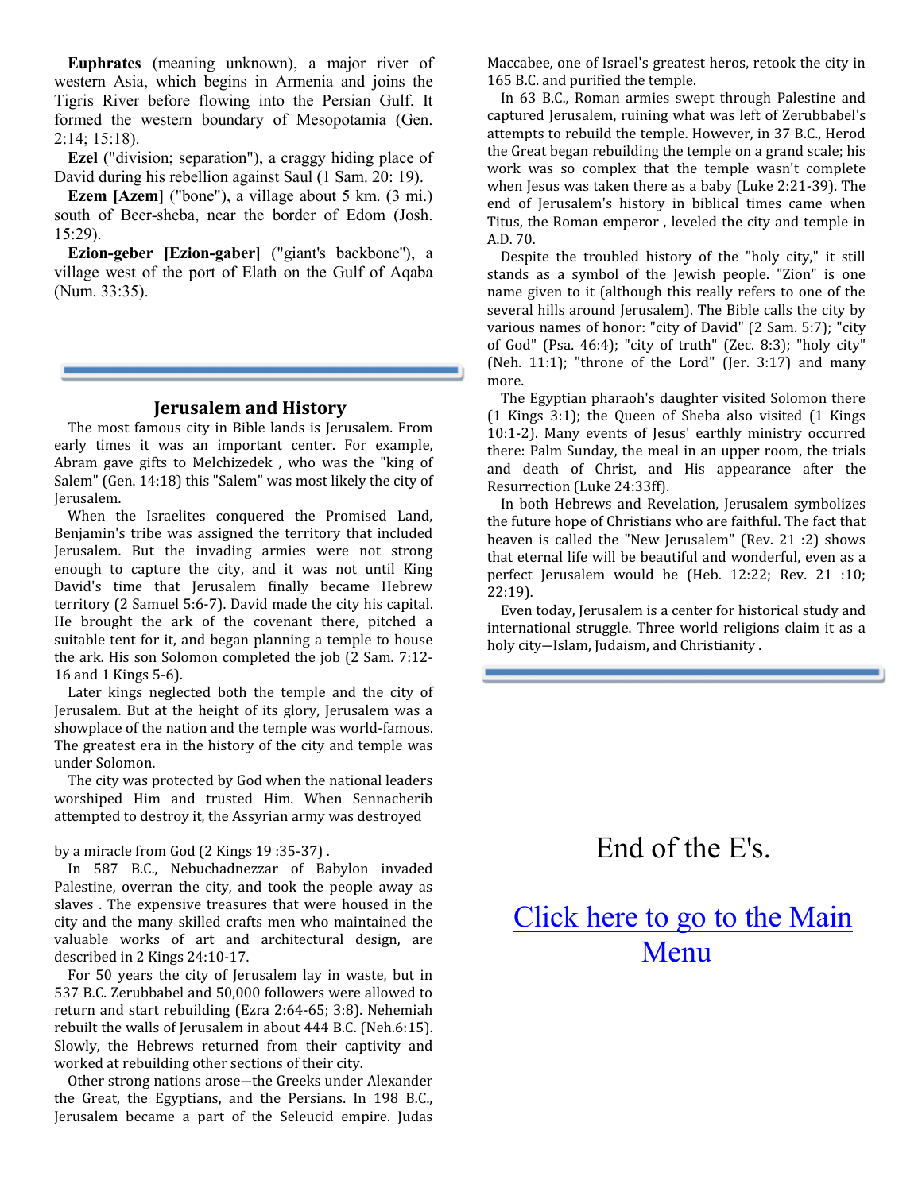**Euphrates** (meaning unknown), a major river of western Asia, which begins in Armenia and joins the Tigris River before flowing into the Persian Gulf. It formed the western boundary of Mesopotamia (Gen. 2:14; 15:18).

**Ezel** ("division; separation"), a craggy hiding place of David during his rebellion against Saul (1 Sam. 20: 19).

**Ezem [Azem]** ("bone"), a village about 5 km. (3 mi.) south of Beer-sheba, near the border of Edom (Josh. 15:29).

**Ezion-geber [Ezion-gaber]** ("giant's backbone"), a village west of the port of Elath on the Gulf of Aqaba (Num. 33:35).

---

## Jerusalem and History

The most famous city in Bible lands is Jerusalem. From early times it was an important center. For example, Abram gave gifts to Melchizedek , who was the "king of Salem" (Gen. 14:18) this "Salem" was most likely the city of Jerusalem.

When the Israelites conquered the Promised Land, Benjamin's tribe was assigned the territory that included Jerusalem. But the invading armies were not strong enough to capture the city, and it was not until King David's time that Jerusalem finally became Hebrew territory (2 Samuel 5:6-7). David made the city his capital. He brought the ark of the covenant there, pitched a suitable tent for it, and began planning a temple to house the ark. His son Solomon completed the job (2 Sam. 7:12-16 and 1 Kings 5-6).

Later kings neglected both the temple and the city of Jerusalem. But at the height of its glory, Jerusalem was a showplace of the nation and the temple was world-famous. The greatest era in the history of the city and temple was under Solomon.

The city was protected by God when the national leaders worshiped Him and trusted Him. When Sennacherib attempted to destroy it, the Assyrian army was destroyed by a miracle from God (2 Kings 19 :35-37) .

In 587 B.C., Nebuchadnezzar of Babylon invaded Palestine, overran the city, and took the people away as slaves . The expensive treasures that were housed in the city and the many skilled crafts men who maintained the valuable works of art and architectural design, are described in 2 Kings 24:10-17.

For 50 years the city of Jerusalem lay in waste, but in 537 B.C. Zerubbabel and 50,000 followers were allowed to return and start rebuilding (Ezra 2:64-65; 3:8). Nehemiah rebuilt the walls of Jerusalem in about 444 B.C. (Neh.6:15). Slowly, the Hebrews returned from their captivity and worked at rebuilding other sections of their city.

Other strong nations arose—the Greeks under Alexander the Great, the Egyptians, and the Persians. In 198 B.C., Jerusalem became a part of the Seleucid empire. Judas Maccabee, one of Israel's greatest heros, retook the city in 165 B.C. and purified the temple.

In 63 B.C., Roman armies swept through Palestine and captured Jerusalem, ruining what was left of Zerubbabel's attempts to rebuild the temple. However, in 37 B.C., Herod the Great began rebuilding the temple on a grand scale; his work was so complex that the temple wasn't complete when Jesus was taken there as a baby (Luke 2:21-39). The end of Jerusalem's history in biblical times came when Titus, the Roman emperor , leveled the city and temple in A.D. 70.

Despite the troubled history of the "holy city," it still stands as a symbol of the Jewish people. "Zion" is one name given to it (although this really refers to one of the several hills around Jerusalem). The Bible calls the city by various names of honor: "city of David" (2 Sam. 5:7); "city of God" (Psa. 46:4); "city of truth" (Zec. 8:3); "holy city" (Neh. 11:1); "throne of the Lord" (Jer. 3:17) and many more.

The Egyptian pharaoh's daughter visited Solomon there (1 Kings 3:1); the Queen of Sheba also visited (1 Kings 10:1-2). Many events of Jesus' earthly ministry occurred there: Palm Sunday, the meal in an upper room, the trials and death of Christ, and His appearance after the Resurrection (Luke 24:33ff).

In both Hebrews and Revelation, Jerusalem symbolizes the future hope of Christians who are faithful. The fact that heaven is called the "New Jerusalem" (Rev. 21 :2) shows that eternal life will be beautiful and wonderful, even as a perfect Jerusalem would be (Heb. 12:22; Rev. 21 :10; 22:19).

Even today, Jerusalem is a center for historical study and international struggle. Three world religions claim it as a holy city—Islam, Judaism, and Christianity .

---

End of the E's.

Click here to go to the Main Menu